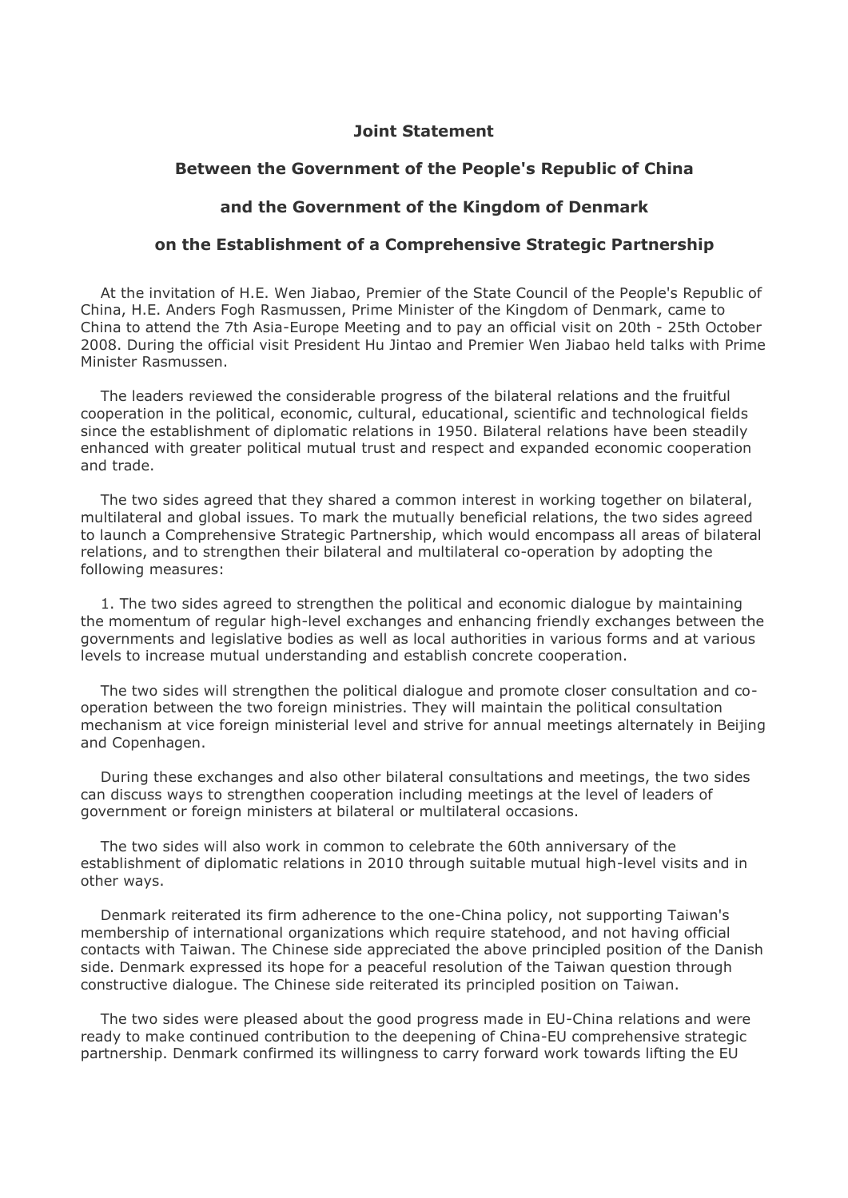# Joint Statement

## Between the Government of the People's Republic of China

## and the Government of the Kingdom of Denmark

## on the Establishment of a Comprehensive Strategic Partnership

At the invitation of H.E. Wen Jiabao, Premier of the State Council of the People's Republic of China, H.E. Anders Fogh Rasmussen, Prime Minister of the Kingdom of Denmark, came to China to attend the 7th Asia-Europe Meeting and to pay an official visit on 20th - 25th October 2008. During the official visit President Hu Jintao and Premier Wen Jiabao held talks with Prime Minister Rasmussen.

The leaders reviewed the considerable progress of the bilateral relations and the fruitful cooperation in the political, economic, cultural, educational, scientific and technological fields since the establishment of diplomatic relations in 1950. Bilateral relations have been steadily enhanced with greater political mutual trust and respect and expanded economic cooperation and trade.

The two sides agreed that they shared a common interest in working together on bilateral, multilateral and global issues. To mark the mutually beneficial relations, the two sides agreed to launch a Comprehensive Strategic Partnership, which would encompass all areas of bilateral relations, and to strengthen their bilateral and multilateral co-operation by adopting the following measures:

1. The two sides agreed to strengthen the political and economic dialogue by maintaining the momentum of regular high-level exchanges and enhancing friendly exchanges between the governments and legislative bodies as well as local authorities in various forms and at various levels to increase mutual understanding and establish concrete cooperation.

The two sides will strengthen the political dialogue and promote closer consultation and co-operation between the two foreign ministries. They will maintain the political consultation mechanism at vice foreign ministerial level and strive for annual meetings alternately in Beijing and Copenhagen.

During these exchanges and also other bilateral consultations and meetings, the two sides can discuss ways to strengthen cooperation including meetings at the level of leaders of government or foreign ministers at bilateral or multilateral occasions.

The two sides will also work in common to celebrate the 60th anniversary of the establishment of diplomatic relations in 2010 through suitable mutual high-level visits and in other ways.

Denmark reiterated its firm adherence to the one-China policy, not supporting Taiwan's membership of international organizations which require statehood, and not having official contacts with Taiwan. The Chinese side appreciated the above principled position of the Danish side. Denmark expressed its hope for a peaceful resolution of the Taiwan question through constructive dialogue. The Chinese side reiterated its principled position on Taiwan.

The two sides were pleased about the good progress made in EU-China relations and were ready to make continued contribution to the deepening of China-EU comprehensive strategic partnership. Denmark confirmed its willingness to carry forward work towards lifting the EU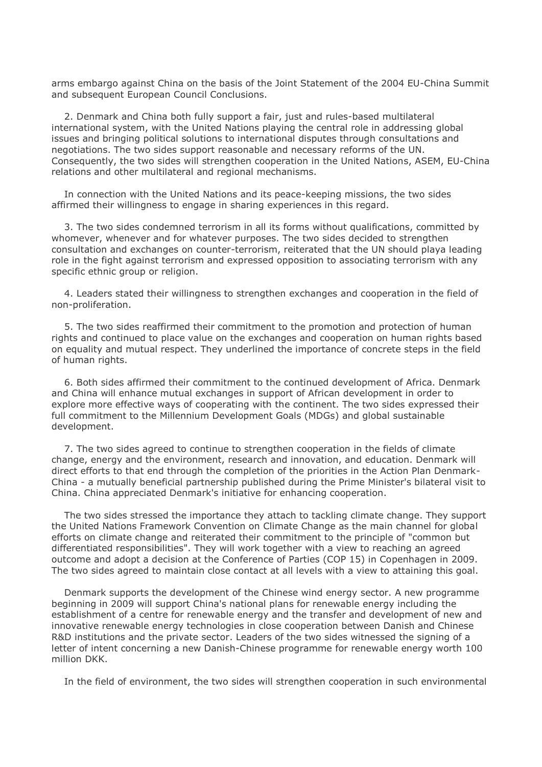arms embargo against China on the basis of the Joint Statement of the 2004 EU-China Summit and subsequent European Council Conclusions.

2. Denmark and China both fully support a fair, just and rules-based multilateral international system, with the United Nations playing the central role in addressing global issues and bringing political solutions to international disputes through consultations and negotiations. The two sides support reasonable and necessary reforms of the UN. Consequently, the two sides will strengthen cooperation in the United Nations, ASEM, EU-China relations and other multilateral and regional mechanisms.

In connection with the United Nations and its peace-keeping missions, the two sides affirmed their willingness to engage in sharing experiences in this regard.

3. The two sides condemned terrorism in all its forms without qualifications, committed by whomever, whenever and for whatever purposes. The two sides decided to strengthen consultation and exchanges on counter-terrorism, reiterated that the UN should playa leading role in the fight against terrorism and expressed opposition to associating terrorism with any specific ethnic group or religion.

4. Leaders stated their willingness to strengthen exchanges and cooperation in the field of non-proliferation.

5. The two sides reaffirmed their commitment to the promotion and protection of human rights and continued to place value on the exchanges and cooperation on human rights based on equality and mutual respect. They underlined the importance of concrete steps in the field of human rights.

6. Both sides affirmed their commitment to the continued development of Africa. Denmark and China will enhance mutual exchanges in support of African development in order to explore more effective ways of cooperating with the continent. The two sides expressed their full commitment to the Millennium Development Goals (MDGs) and global sustainable development.

7. The two sides agreed to continue to strengthen cooperation in the fields of climate change, energy and the environment, research and innovation, and education. Denmark will direct efforts to that end through the completion of the priorities in the Action Plan Denmark-China - a mutually beneficial partnership published during the Prime Minister's bilateral visit to China. China appreciated Denmark's initiative for enhancing cooperation.

The two sides stressed the importance they attach to tackling climate change. They support the United Nations Framework Convention on Climate Change as the main channel for global efforts on climate change and reiterated their commitment to the principle of "common but differentiated responsibilities". They will work together with a view to reaching an agreed outcome and adopt a decision at the Conference of Parties (COP 15) in Copenhagen in 2009. The two sides agreed to maintain close contact at all levels with a view to attaining this goal.

Denmark supports the development of the Chinese wind energy sector. A new programme beginning in 2009 will support China's national plans for renewable energy including the establishment of a centre for renewable energy and the transfer and development of new and innovative renewable energy technologies in close cooperation between Danish and Chinese R&D institutions and the private sector. Leaders of the two sides witnessed the signing of a letter of intent concerning a new Danish-Chinese programme for renewable energy worth 100 million DKK.

In the field of environment, the two sides will strengthen cooperation in such environmental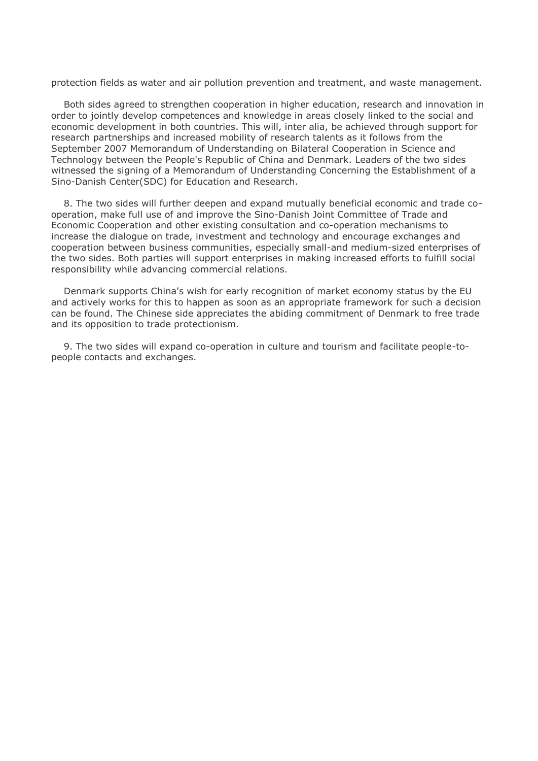protection fields as water and air pollution prevention and treatment, and waste management.

Both sides agreed to strengthen cooperation in higher education, research and innovation in order to jointly develop competences and knowledge in areas closely linked to the social and economic development in both countries. This will, inter alia, be achieved through support for research partnerships and increased mobility of research talents as it follows from the September 2007 Memorandum of Understanding on Bilateral Cooperation in Science and Technology between the People's Republic of China and Denmark. Leaders of the two sides witnessed the signing of a Memorandum of Understanding Concerning the Establishment of a Sino-Danish Center(SDC) for Education and Research.

8. The two sides will further deepen and expand mutually beneficial economic and trade co-operation, make full use of and improve the Sino-Danish Joint Committee of Trade and Economic Cooperation and other existing consultation and co-operation mechanisms to increase the dialogue on trade, investment and technology and encourage exchanges and cooperation between business communities, especially small-and medium-sized enterprises of the two sides. Both parties will support enterprises in making increased efforts to fulfill social responsibility while advancing commercial relations.

Denmark supports China's wish for early recognition of market economy status by the EU and actively works for this to happen as soon as an appropriate framework for such a decision can be found. The Chinese side appreciates the abiding commitment of Denmark to free trade and its opposition to trade protectionism.

9. The two sides will expand co-operation in culture and tourism and facilitate people-to-people contacts and exchanges.